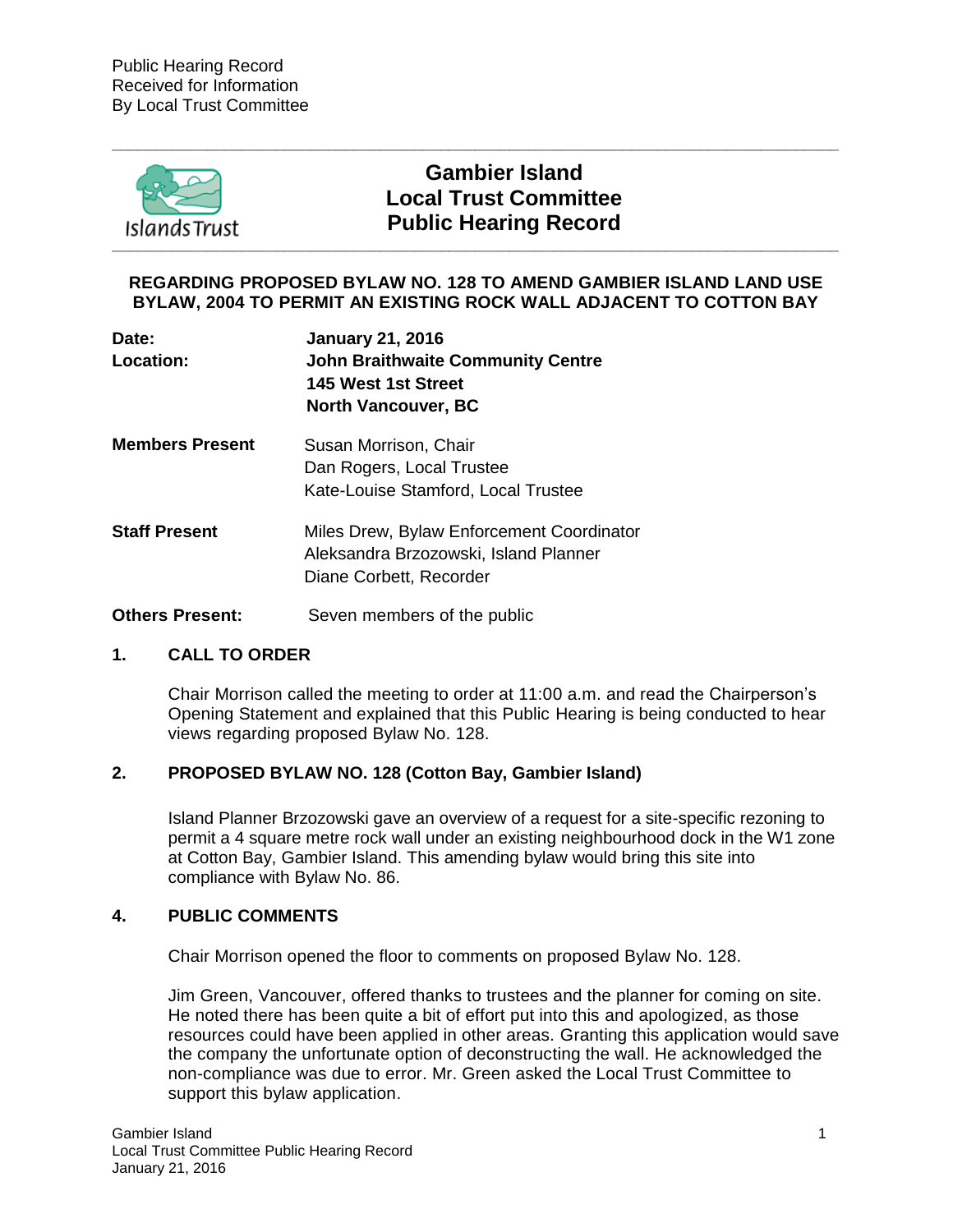Public Hearing Record
Received for Information
By Local Trust Committee

# Gambier Island
# Local Trust Committee
# Public Hearing Record

**REGARDING PROPOSED BYLAW NO. 128 TO AMEND GAMBIER ISLAND LAND USE BYLAW, 2004 TO PERMIT AN EXISTING ROCK WALL ADJACENT TO COTTON BAY**

| | |
|---|---|
| **Date:** | **January 21, 2016** |
| **Location:** | **John Braithwaite Community Centre**<br>**145 West 1st Street**<br>**North Vancouver, BC** |
| **Members Present** | Susan Morrison, Chair<br>Dan Rogers, Local Trustee<br>Kate-Louise Stamford, Local Trustee |
| **Staff Present** | Miles Drew, Bylaw Enforcement Coordinator<br>Aleksandra Brzozowski, Island Planner<br>Diane Corbett, Recorder |
| **Others Present:** | Seven members of the public |

## 1. CALL TO ORDER

Chair Morrison called the meeting to order at 11:00 a.m. and read the Chairperson's Opening Statement and explained that this Public Hearing is being conducted to hear views regarding proposed Bylaw No. 128.

## 2. PROPOSED BYLAW NO. 128 (Cotton Bay, Gambier Island)

Island Planner Brzozowski gave an overview of a request for a site-specific rezoning to permit a 4 square metre rock wall under an existing neighbourhood dock in the W1 zone at Cotton Bay, Gambier Island. This amending bylaw would bring this site into compliance with Bylaw No. 86.

## 4. PUBLIC COMMENTS

Chair Morrison opened the floor to comments on proposed Bylaw No. 128.

Jim Green, Vancouver, offered thanks to trustees and the planner for coming on site. He noted there has been quite a bit of effort put into this and apologized, as those resources could have been applied in other areas. Granting this application would save the company the unfortunate option of deconstructing the wall. He acknowledged the non-compliance was due to error. Mr. Green asked the Local Trust Committee to support this bylaw application.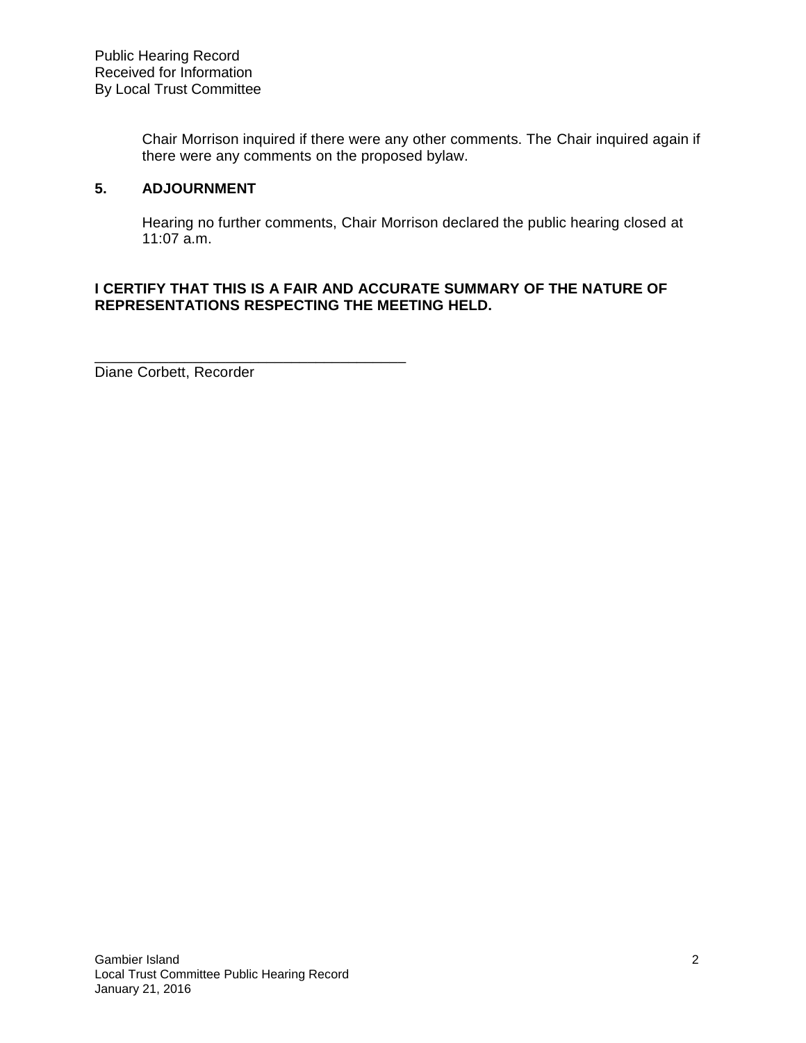Chair Morrison inquired if there were any other comments. The Chair inquired again if there were any comments on the proposed bylaw.

## 5. ADJOURNMENT

Hearing no further comments, Chair Morrison declared the public hearing closed at 11:07 a.m.

**I CERTIFY THAT THIS IS A FAIR AND ACCURATE SUMMARY OF THE NATURE OF REPRESENTATIONS RESPECTING THE MEETING HELD.**

\_\_\_\_\_\_\_\_\_\_\_\_\_\_\_\_\_\_\_\_\_\_\_\_\_\_\_\_\_\_\_\_\_\_\_\_\_\_\_\_

Diane Corbett, Recorder